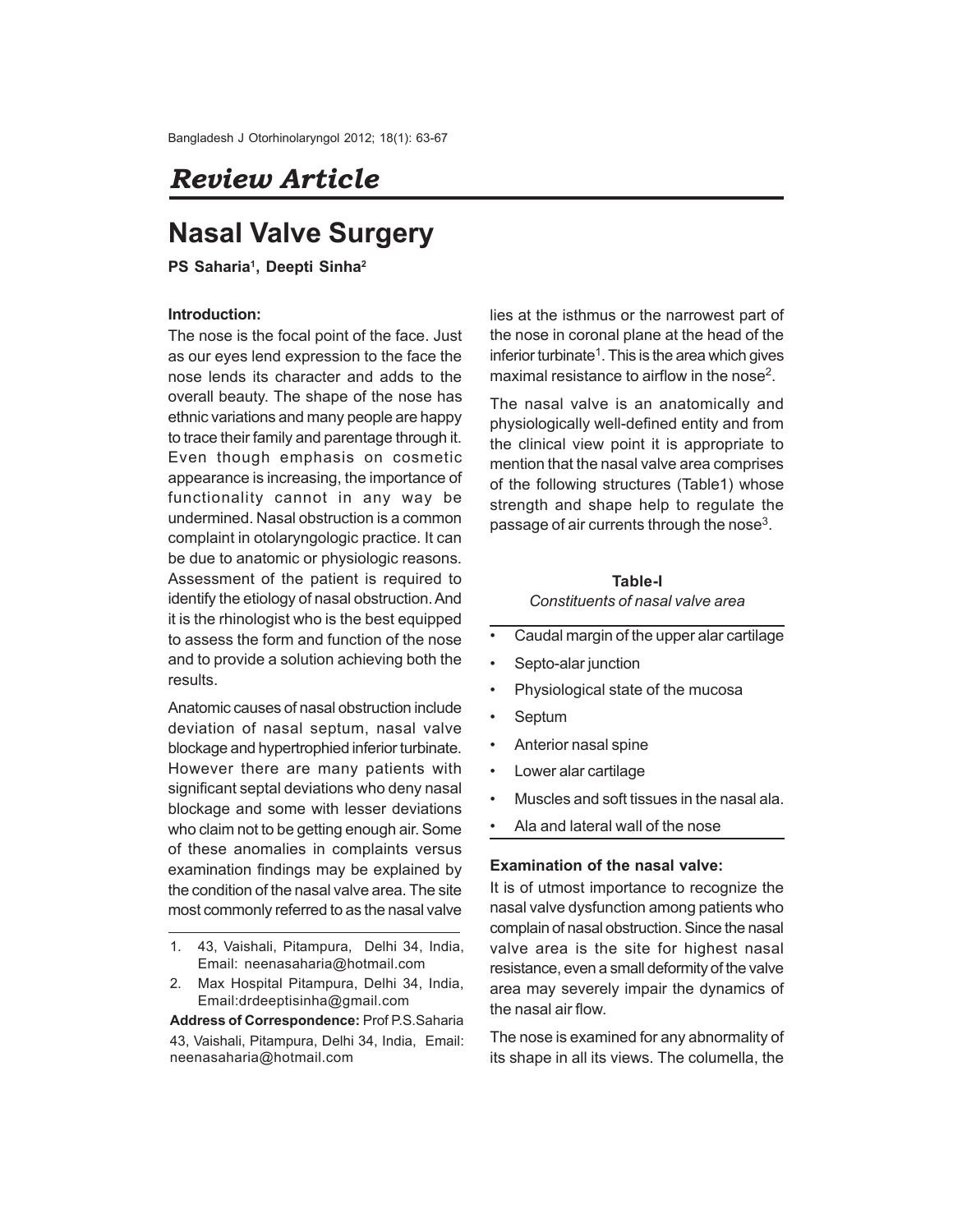## Review Article

# Nasal Valve Surgery

**PS Saharia[1], Deepti Sinha[2]**

### Introduction:

The nose is the focal point of the face. Just as our eyes lend expression to the face the nose lends its character and adds to the overall beauty. The shape of the nose has ethnic variations and many people are happy to trace their family and parentage through it. Even though emphasis on cosmetic appearance is increasing, the importance of functionality cannot in any way be undermined. Nasal obstruction is a common complaint in otolaryngologic practice. It can be due to anatomic or physiologic reasons. Assessment of the patient is required to identify the etiology of nasal obstruction. And it is the rhinologist who is the best equipped to assess the form and function of the nose and to provide a solution achieving both the results.

Anatomic causes of nasal obstruction include deviation of nasal septum, nasal valve blockage and hypertrophied inferior turbinate. However there are many patients with significant septal deviations who deny nasal blockage and some with lesser deviations who claim not to be getting enough air. Some of these anomalies in complaints versus examination findings may be explained by the condition of the nasal valve area. The site most commonly referred to as the nasal valve lies at the isthmus or the narrowest part of the nose in coronal plane at the head of the inferior turbinate[1]. This is the area which gives maximal resistance to airflow in the nose[2].

The nasal valve is an anatomically and physiologically well-defined entity and from the clinical view point it is appropriate to mention that the nasal valve area comprises of the following structures (Table1) whose strength and shape help to regulate the passage of air currents through the nose[3].

**Table-I**

*Constituents of nasal valve area*

- Caudal margin of the upper alar cartilage
- Septo-alar junction
- Physiological state of the mucosa
- Septum
- Anterior nasal spine
- Lower alar cartilage
- Muscles and soft tissues in the nasal ala.
- Ala and lateral wall of the nose

### Examination of the nasal valve:

It is of utmost importance to recognize the nasal valve dysfunction among patients who complain of nasal obstruction. Since the nasal valve area is the site for highest nasal resistance, even a small deformity of the valve area may severely impair the dynamics of the nasal air flow.

The nose is examined for any abnormality of its shape in all its views. The columella, the

---

1. 43, Vaishali, Pitampura, Delhi 34, India, Email: neenasaharia@hotmail.com
2. Max Hospital Pitampura, Delhi 34, India, Email:drdeeptisinha@gmail.com

**Address of Correspondence:** Prof P.S.Saharia 43, Vaishali, Pitampura, Delhi 34, India, Email: neenasaharia@hotmail.com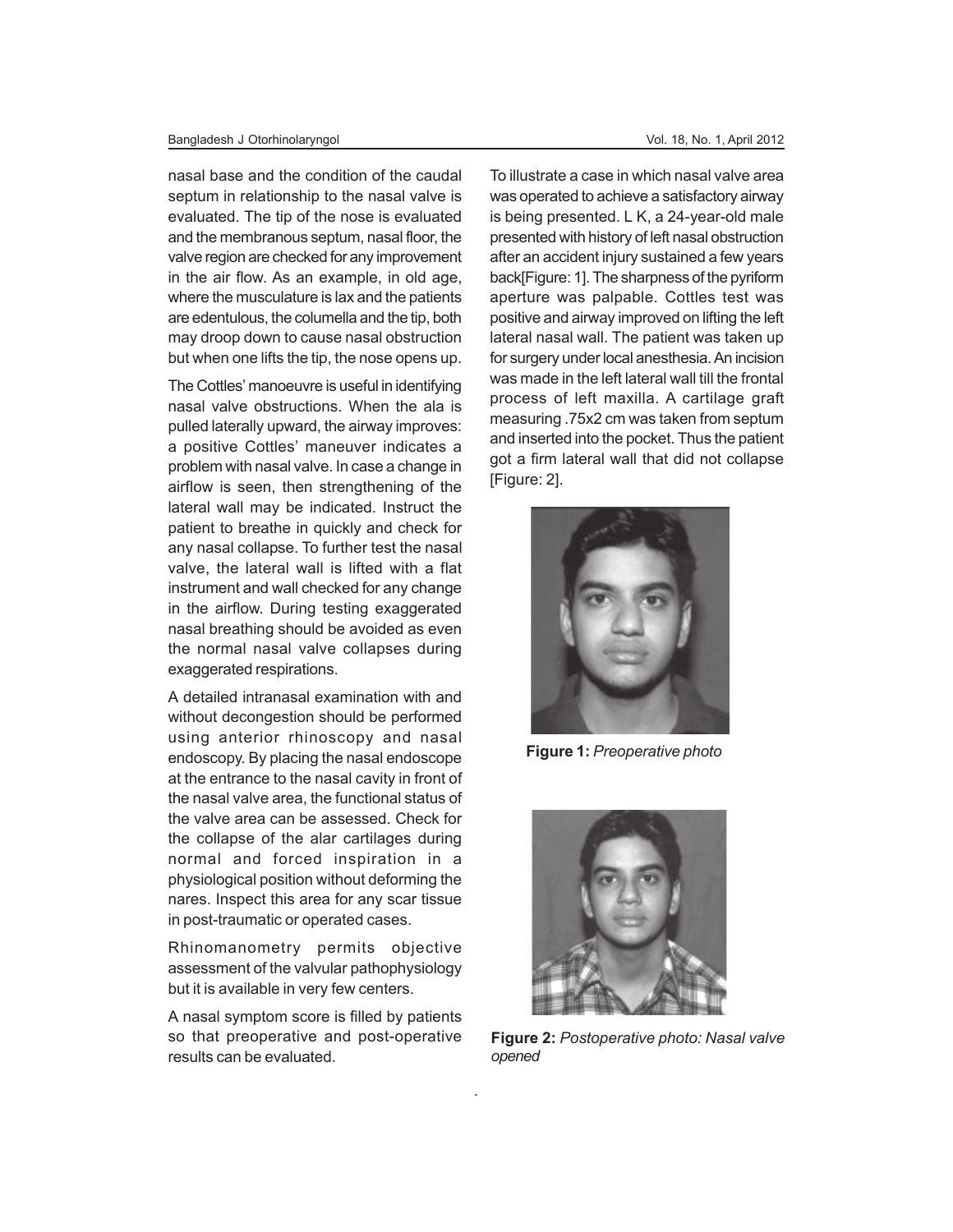nasal base and the condition of the caudal septum in relationship to the nasal valve is evaluated. The tip of the nose is evaluated and the membranous septum, nasal floor, the valve region are checked for any improvement in the air flow. As an example, in old age, where the musculature is lax and the patients are edentulous, the columella and the tip, both may droop down to cause nasal obstruction but when one lifts the tip, the nose opens up.

The Cottles' manoeuvre is useful in identifying nasal valve obstructions. When the ala is pulled laterally upward, the airway improves: a positive Cottles' maneuver indicates a problem with nasal valve. In case a change in airflow is seen, then strengthening of the lateral wall may be indicated. Instruct the patient to breathe in quickly and check for any nasal collapse. To further test the nasal valve, the lateral wall is lifted with a flat instrument and wall checked for any change in the airflow. During testing exaggerated nasal breathing should be avoided as even the normal nasal valve collapses during exaggerated respirations.

A detailed intranasal examination with and without decongestion should be performed using anterior rhinoscopy and nasal endoscopy. By placing the nasal endoscope at the entrance to the nasal cavity in front of the nasal valve area, the functional status of the valve area can be assessed. Check for the collapse of the alar cartilages during normal and forced inspiration in a physiological position without deforming the nares. Inspect this area for any scar tissue in post-traumatic or operated cases.

Rhinomanometry permits objective assessment of the valvular pathophysiology but it is available in very few centers.

A nasal symptom score is filled by patients so that preoperative and post-operative results can be evaluated.

To illustrate a case in which nasal valve area was operated to achieve a satisfactory airway is being presented. L K, a 24-year-old male presented with history of left nasal obstruction after an accident injury sustained a few years back[Figure: 1]. The sharpness of the pyriform aperture was palpable. Cottles test was positive and airway improved on lifting the left lateral nasal wall. The patient was taken up for surgery under local anesthesia. An incision was made in the left lateral wall till the frontal process of left maxilla. A cartilage graft measuring .75x2 cm was taken from septum and inserted into the pocket. Thus the patient got a firm lateral wall that did not collapse [Figure: 2].

**Figure 1:** *Preoperative photo*

**Figure 2:** *Postoperative photo: Nasal valve opened*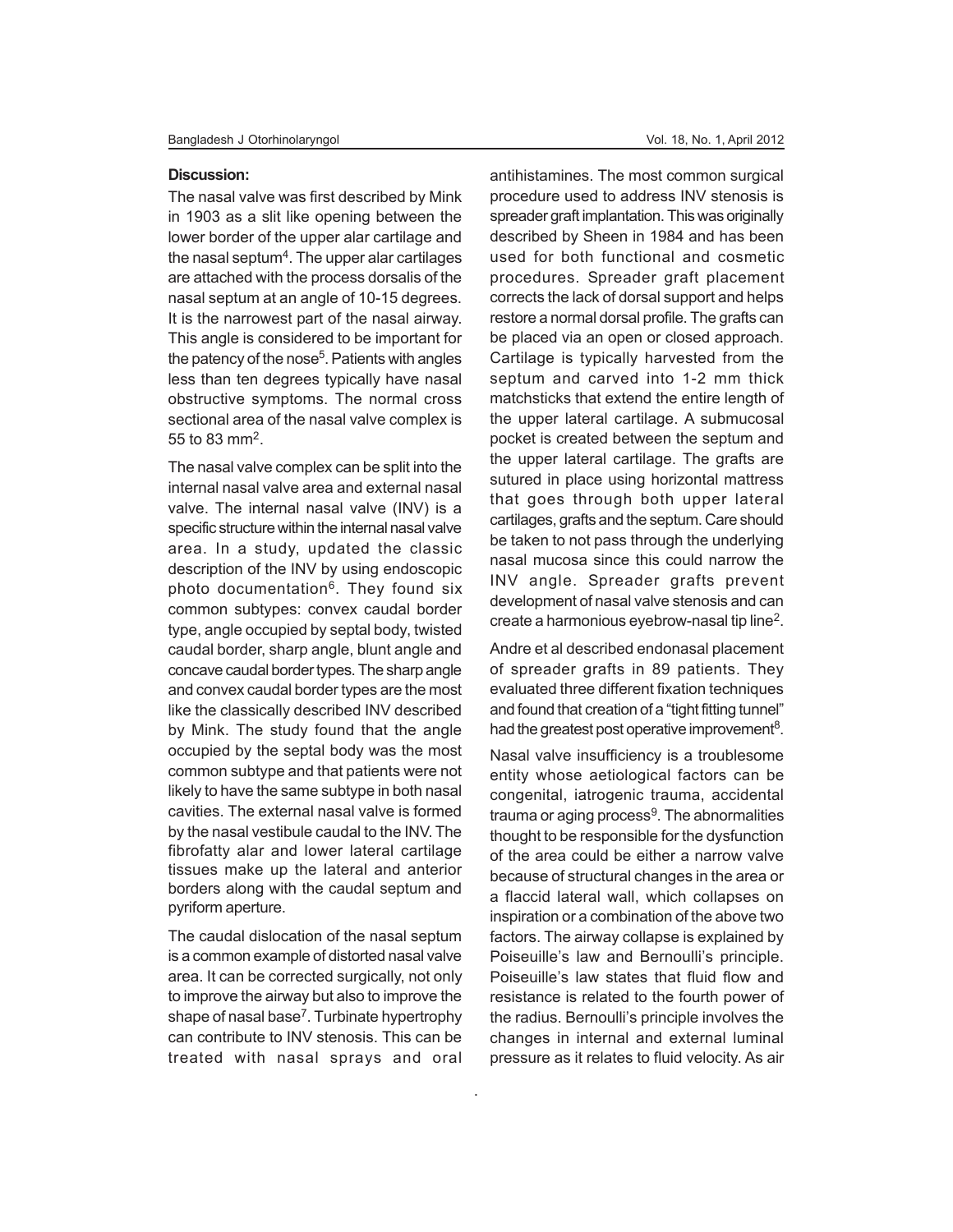**Discussion:**

The nasal valve was first described by Mink in 1903 as a slit like opening between the lower border of the upper alar cartilage and the nasal septum[4]. The upper alar cartilages are attached with the process dorsalis of the nasal septum at an angle of 10-15 degrees. It is the narrowest part of the nasal airway. This angle is considered to be important for the patency of the nose[5]. Patients with angles less than ten degrees typically have nasal obstructive symptoms. The normal cross sectional area of the nasal valve complex is 55 to 83 $mm^2$.

The nasal valve complex can be split into the internal nasal valve area and external nasal valve. The internal nasal valve (INV) is a specific structure within the internal nasal valve area. In a study, updated the classic description of the INV by using endoscopic photo documentation[6]. They found six common subtypes: convex caudal border type, angle occupied by septal body, twisted caudal border, sharp angle, blunt angle and concave caudal border types. The sharp angle and convex caudal border types are the most like the classically described INV described by Mink. The study found that the angle occupied by the septal body was the most common subtype and that patients were not likely to have the same subtype in both nasal cavities. The external nasal valve is formed by the nasal vestibule caudal to the INV. The fibrofatty alar and lower lateral cartilage tissues make up the lateral and anterior borders along with the caudal septum and pyriform aperture.

The caudal dislocation of the nasal septum is a common example of distorted nasal valve area. It can be corrected surgically, not only to improve the airway but also to improve the shape of nasal base[7]. Turbinate hypertrophy can contribute to INV stenosis. This can be treated with nasal sprays and oral antihistamines. The most common surgical procedure used to address INV stenosis is spreader graft implantation. This was originally described by Sheen in 1984 and has been used for both functional and cosmetic procedures. Spreader graft placement corrects the lack of dorsal support and helps restore a normal dorsal profile. The grafts can be placed via an open or closed approach. Cartilage is typically harvested from the septum and carved into 1-2 mm thick matchsticks that extend the entire length of the upper lateral cartilage. A submucosal pocket is created between the septum and the upper lateral cartilage. The grafts are sutured in place using horizontal mattress that goes through both upper lateral cartilages, grafts and the septum. Care should be taken to not pass through the underlying nasal mucosa since this could narrow the INV angle. Spreader grafts prevent development of nasal valve stenosis and can create a harmonious eyebrow-nasal tip line[2].

Andre et al described endonasal placement of spreader grafts in 89 patients. They evaluated three different fixation techniques and found that creation of a "tight fitting tunnel" had the greatest post operative improvement[8].

Nasal valve insufficiency is a troublesome entity whose aetiological factors can be congenital, iatrogenic trauma, accidental trauma or aging process[9]. The abnormalities thought to be responsible for the dysfunction of the area could be either a narrow valve because of structural changes in the area or a flaccid lateral wall, which collapses on inspiration or a combination of the above two factors. The airway collapse is explained by Poiseuille's law and Bernoulli's principle. Poiseuille's law states that fluid flow and resistance is related to the fourth power of the radius. Bernoulli's principle involves the changes in internal and external luminal pressure as it relates to fluid velocity. As air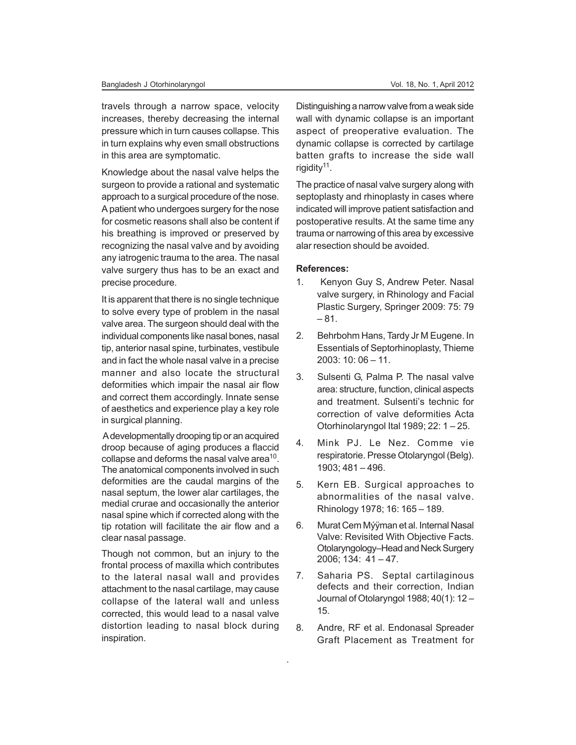travels through a narrow space, velocity increases, thereby decreasing the internal pressure which in turn causes collapse. This in turn explains why even small obstructions in this area are symptomatic.

Knowledge about the nasal valve helps the surgeon to provide a rational and systematic approach to a surgical procedure of the nose. A patient who undergoes surgery for the nose for cosmetic reasons shall also be content if his breathing is improved or preserved by recognizing the nasal valve and by avoiding any iatrogenic trauma to the area. The nasal valve surgery thus has to be an exact and precise procedure.

It is apparent that there is no single technique to solve every type of problem in the nasal valve area. The surgeon should deal with the individual components like nasal bones, nasal tip, anterior nasal spine, turbinates, vestibule and in fact the whole nasal valve in a precise manner and also locate the structural deformities which impair the nasal air flow and correct them accordingly. Innate sense of aesthetics and experience play a key role in surgical planning.

A developmentally drooping tip or an acquired droop because of aging produces a flaccid collapse and deforms the nasal valve area[10]. The anatomical components involved in such deformities are the caudal margins of the nasal septum, the lower alar cartilages, the medial crurae and occasionally the anterior nasal spine which if corrected along with the tip rotation will facilitate the air flow and a clear nasal passage.

Though not common, but an injury to the frontal process of maxilla which contributes to the lateral nasal wall and provides attachment to the nasal cartilage, may cause collapse of the lateral wall and unless corrected, this would lead to a nasal valve distortion leading to nasal block during inspiration.

Distinguishing a narrow valve from a weak side wall with dynamic collapse is an important aspect of preoperative evaluation. The dynamic collapse is corrected by cartilage batten grafts to increase the side wall rigidity[11].

The practice of nasal valve surgery along with septoplasty and rhinoplasty in cases where indicated will improve patient satisfaction and postoperative results. At the same time any trauma or narrowing of this area by excessive alar resection should be avoided.

**References:**

1. Kenyon Guy S, Andrew Peter. Nasal valve surgery, in Rhinology and Facial Plastic Surgery, Springer 2009: 75: 79 – 81.
2. Behrbohm Hans, Tardy Jr M Eugene. In Essentials of Septorhinoplasty, Thieme 2003: 10: 06 – 11.
3. Sulsenti G, Palma P. The nasal valve area: structure, function, clinical aspects and treatment. Sulsenti's technic for correction of valve deformities Acta Otorhinolaryngol Ital 1989; 22: 1 – 25.
4. Mink PJ. Le Nez. Comme vie respiratorie. Presse Otolaryngol (Belg). 1903; 481 – 496.
5. Kern EB. Surgical approaches to abnormalities of the nasal valve. Rhinology 1978; 16: 165 – 189.
6. Murat Cem Mýÿman et al. Internal Nasal Valve: Revisited With Objective Facts. Otolaryngology–Head and Neck Surgery 2006; 134: 41 – 47.
7. Saharia PS. Septal cartilaginous defects and their correction, Indian Journal of Otolaryngol 1988; 40(1): 12 – 15.
8. Andre, RF et al. Endonasal Spreader Graft Placement as Treatment for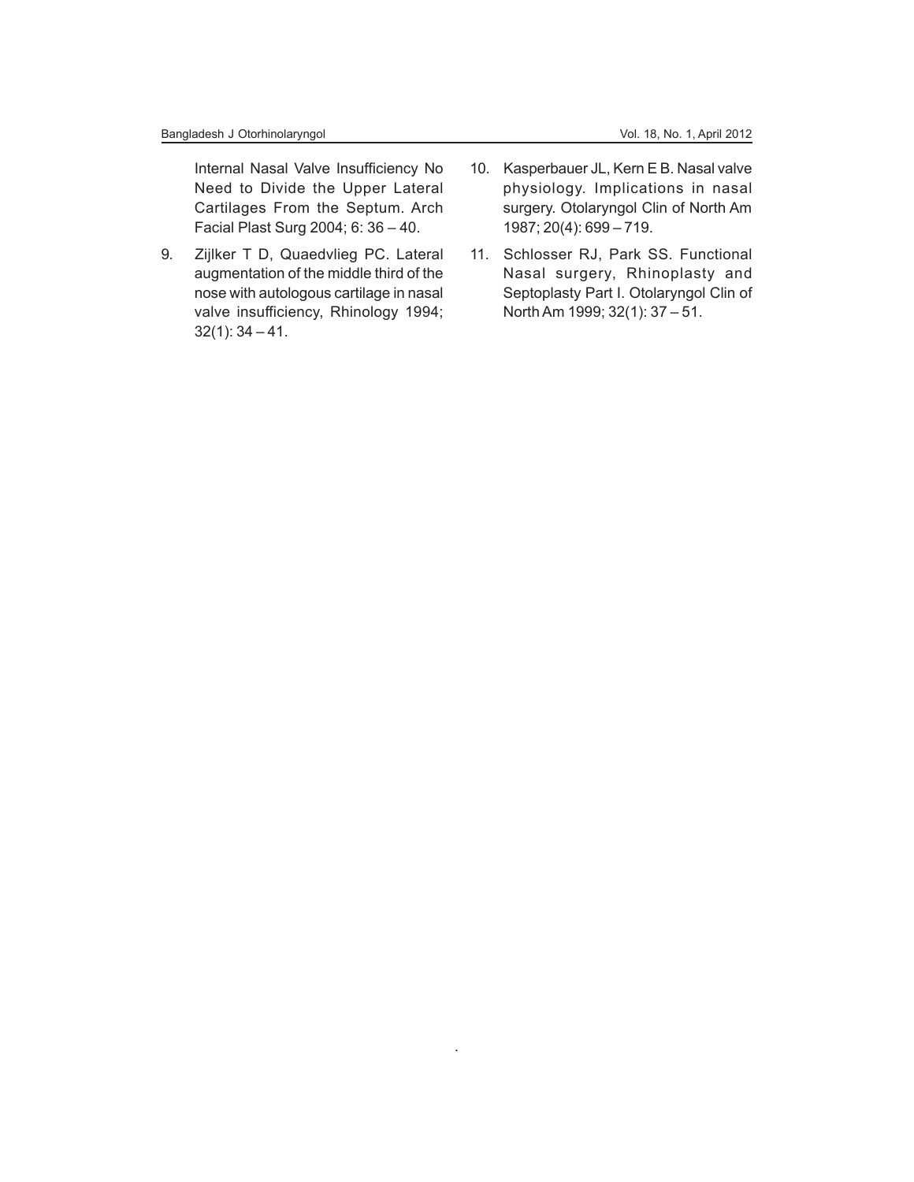Internal Nasal Valve Insufficiency No Need to Divide the Upper Lateral Cartilages From the Septum. Arch Facial Plast Surg 2004; 6: 36 – 40.

9. Zijlker T D, Quaedvlieg PC. Lateral augmentation of the middle third of the nose with autologous cartilage in nasal valve insufficiency, Rhinology 1994; 32(1): 34 – 41.

10. Kasperbauer JL, Kern E B. Nasal valve physiology. Implications in nasal surgery. Otolaryngol Clin of North Am 1987; 20(4): 699 – 719.

11. Schlosser RJ, Park SS. Functional Nasal surgery, Rhinoplasty and Septoplasty Part I. Otolaryngol Clin of North Am 1999; 32(1): 37 – 51.